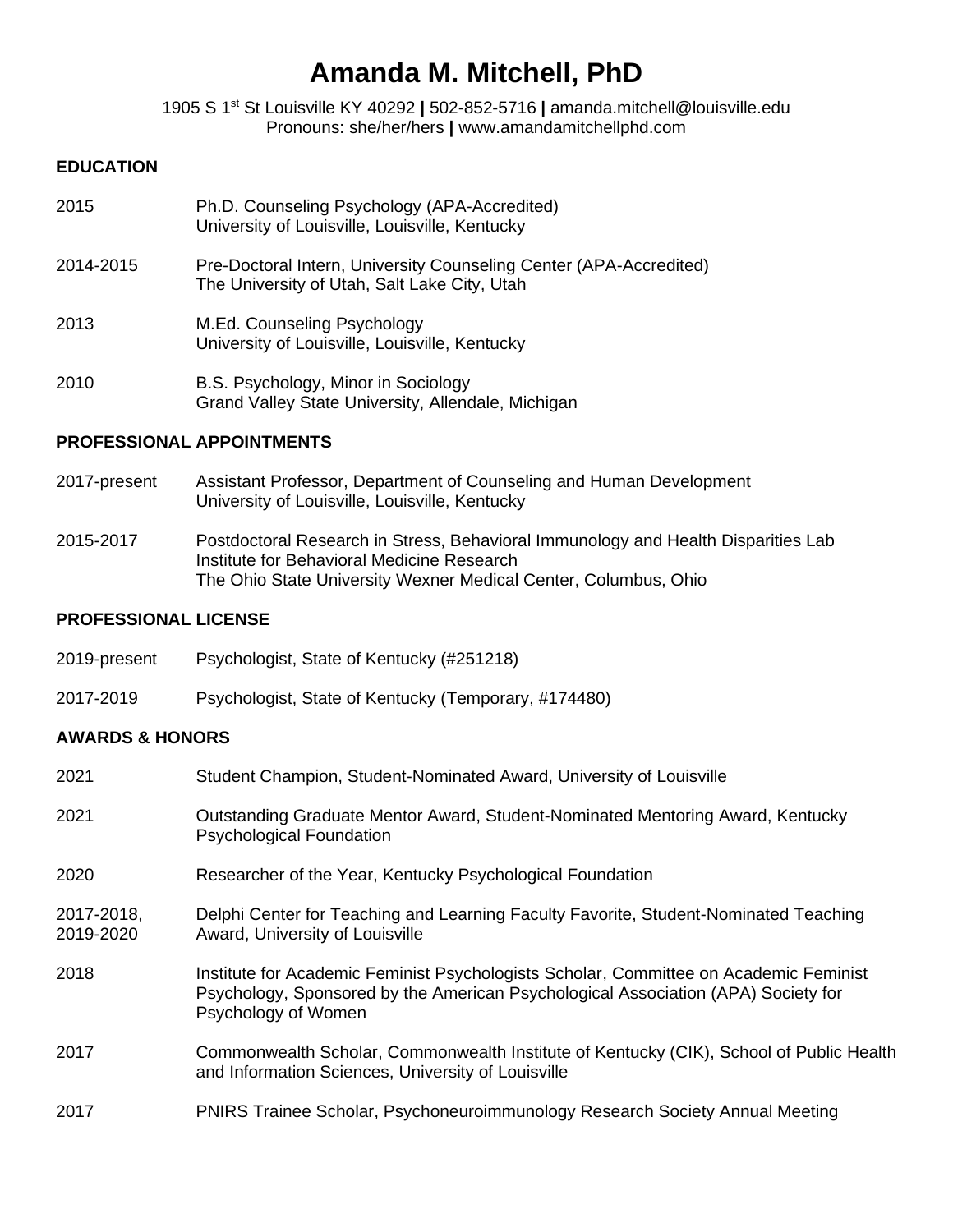# Amanda M. Mitchell, PhD

1905 S 1st St Louisville KY 40292 **|** 502-852-5716 **|** amanda.mitchell@louisville.edu
Pronouns: she/her/hers **|** www.amandamitchellphd.com

## EDUCATION

2015 — Ph.D. Counseling Psychology (APA-Accredited)
University of Louisville, Louisville, Kentucky

2014-2015 — Pre-Doctoral Intern, University Counseling Center (APA-Accredited)
The University of Utah, Salt Lake City, Utah

2013 — M.Ed. Counseling Psychology
University of Louisville, Louisville, Kentucky

2010 — B.S. Psychology, Minor in Sociology
Grand Valley State University, Allendale, Michigan

## PROFESSIONAL APPOINTMENTS

2017-present — Assistant Professor, Department of Counseling and Human Development
University of Louisville, Louisville, Kentucky

2015-2017 — Postdoctoral Research in Stress, Behavioral Immunology and Health Disparities Lab
Institute for Behavioral Medicine Research
The Ohio State University Wexner Medical Center, Columbus, Ohio

## PROFESSIONAL LICENSE

2019-present — Psychologist, State of Kentucky (#251218)

2017-2019 — Psychologist, State of Kentucky (Temporary, #174480)

## AWARDS & HONORS

2021 — Student Champion, Student-Nominated Award, University of Louisville

2021 — Outstanding Graduate Mentor Award, Student-Nominated Mentoring Award, Kentucky Psychological Foundation

2020 — Researcher of the Year, Kentucky Psychological Foundation

2017-2018, 2019-2020 — Delphi Center for Teaching and Learning Faculty Favorite, Student-Nominated Teaching Award, University of Louisville

2018 — Institute for Academic Feminist Psychologists Scholar, Committee on Academic Feminist Psychology, Sponsored by the American Psychological Association (APA) Society for Psychology of Women

2017 — Commonwealth Scholar, Commonwealth Institute of Kentucky (CIK), School of Public Health and Information Sciences, University of Louisville

2017 — PNIRS Trainee Scholar, Psychoneuroimmunology Research Society Annual Meeting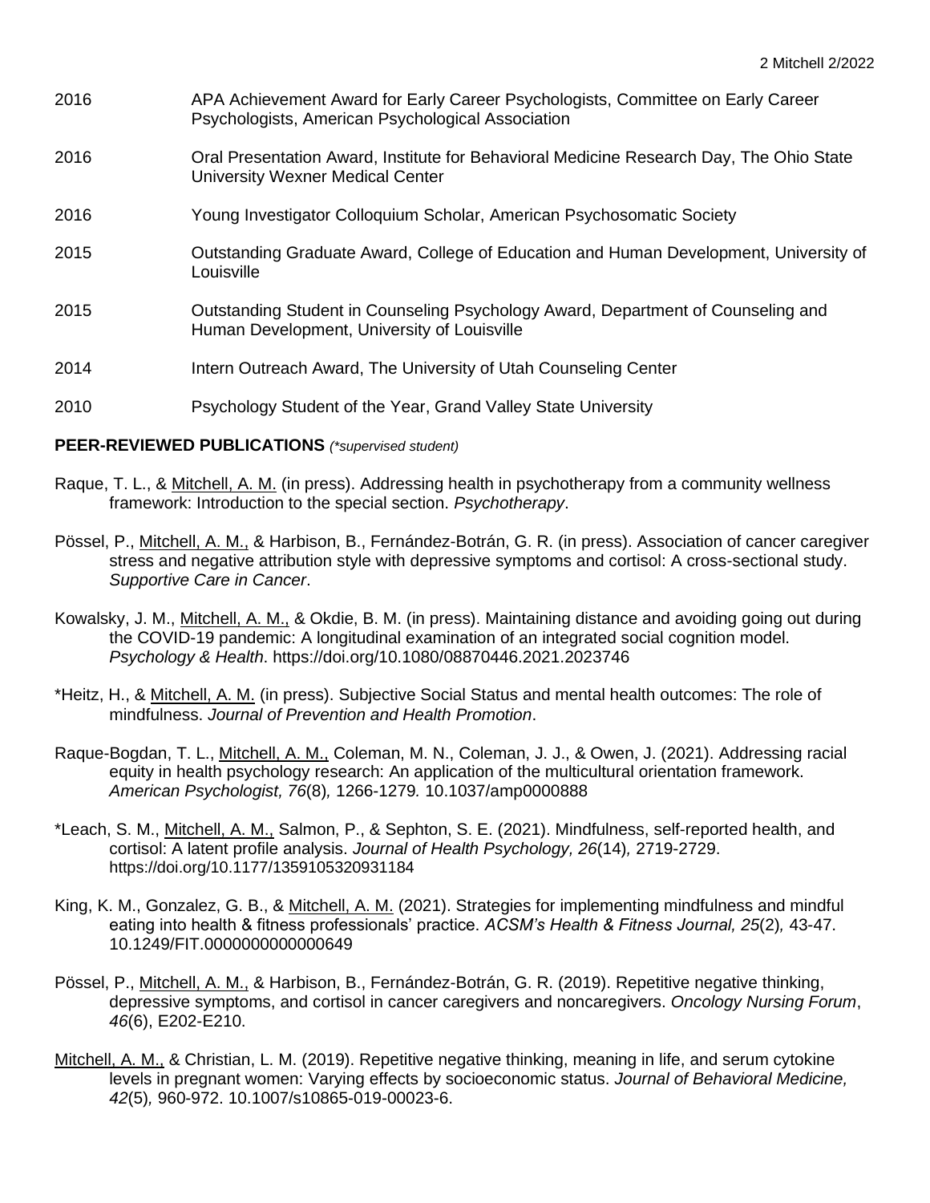2016 APA Achievement Award for Early Career Psychologists, Committee on Early Career Psychologists, American Psychological Association

2016 Oral Presentation Award, Institute for Behavioral Medicine Research Day, The Ohio State University Wexner Medical Center

2016 Young Investigator Colloquium Scholar, American Psychosomatic Society

2015 Outstanding Graduate Award, College of Education and Human Development, University of Louisville

2015 Outstanding Student in Counseling Psychology Award, Department of Counseling and Human Development, University of Louisville

2014 Intern Outreach Award, The University of Utah Counseling Center

2010 Psychology Student of the Year, Grand Valley State University

**PEER-REVIEWED PUBLICATIONS** *(*supervised student)*

Raque, T. L., & Mitchell, A. M. (in press). Addressing health in psychotherapy from a community wellness framework: Introduction to the special section. *Psychotherapy*.

Pössel, P., Mitchell, A. M., & Harbison, B., Fernández-Botrán, G. R. (in press). Association of cancer caregiver stress and negative attribution style with depressive symptoms and cortisol: A cross-sectional study. *Supportive Care in Cancer*.

Kowalsky, J. M., Mitchell, A. M., & Okdie, B. M. (in press). Maintaining distance and avoiding going out during the COVID-19 pandemic: A longitudinal examination of an integrated social cognition model. *Psychology & Health*. https://doi.org/10.1080/08870446.2021.2023746

*Heitz, H., & Mitchell, A. M. (in press). Subjective Social Status and mental health outcomes: The role of mindfulness. *Journal of Prevention and Health Promotion*.

Raque-Bogdan, T. L., Mitchell, A. M., Coleman, M. N., Coleman, J. J., & Owen, J. (2021). Addressing racial equity in health psychology research: An application of the multicultural orientation framework. *American Psychologist, 76*(8)*,* 1266-1279*.* 10.1037/amp0000888

*Leach, S. M., Mitchell, A. M., Salmon, P., & Sephton, S. E. (2021). Mindfulness, self-reported health, and cortisol: A latent profile analysis. *Journal of Health Psychology, 26*(14)*,* 2719-2729. https://doi.org/10.1177/1359105320931184

King, K. M., Gonzalez, G. B., & Mitchell, A. M. (2021). Strategies for implementing mindfulness and mindful eating into health & fitness professionals' practice. *ACSM's Health & Fitness Journal, 25*(2)*,* 43-47. 10.1249/FIT.0000000000000649

Pössel, P., Mitchell, A. M., & Harbison, B., Fernández-Botrán, G. R. (2019). Repetitive negative thinking, depressive symptoms, and cortisol in cancer caregivers and noncaregivers. *Oncology Nursing Forum*, *46*(6), E202-E210.

Mitchell, A. M., & Christian, L. M. (2019). Repetitive negative thinking, meaning in life, and serum cytokine levels in pregnant women: Varying effects by socioeconomic status. *Journal of Behavioral Medicine, 42*(5)*,* 960-972. 10.1007/s10865-019-00023-6.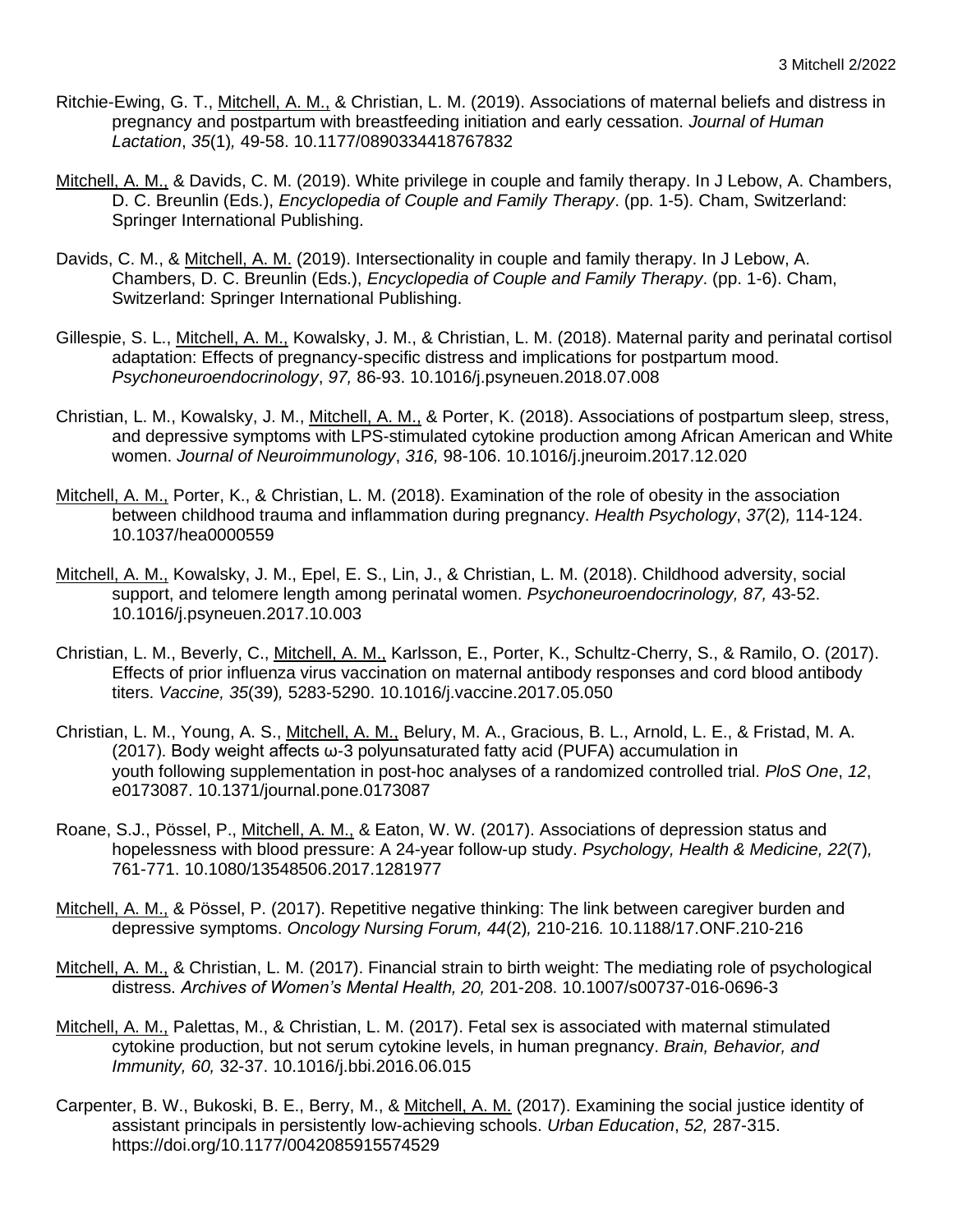Ritchie-Ewing, G. T., <u>Mitchell, A. M.,</u> & Christian, L. M. (2019). Associations of maternal beliefs and distress in pregnancy and postpartum with breastfeeding initiation and early cessation. *Journal of Human Lactation*, *35*(1)*,* 49-58. 10.1177/0890334418767832

<u>Mitchell, A. M.,</u> & Davids, C. M. (2019). White privilege in couple and family therapy. In J Lebow, A. Chambers, D. C. Breunlin (Eds.), *Encyclopedia of Couple and Family Therapy*. (pp. 1-5). Cham, Switzerland: Springer International Publishing.

Davids, C. M., & <u>Mitchell, A. M.</u> (2019). Intersectionality in couple and family therapy. In J Lebow, A. Chambers, D. C. Breunlin (Eds.), *Encyclopedia of Couple and Family Therapy*. (pp. 1-6). Cham, Switzerland: Springer International Publishing.

Gillespie, S. L., <u>Mitchell, A. M.,</u> Kowalsky, J. M., & Christian, L. M. (2018). Maternal parity and perinatal cortisol adaptation: Effects of pregnancy-specific distress and implications for postpartum mood. *Psychoneuroendocrinology*, *97,* 86-93. 10.1016/j.psyneuen.2018.07.008

Christian, L. M., Kowalsky, J. M., <u>Mitchell, A. M.,</u> & Porter, K. (2018). Associations of postpartum sleep, stress, and depressive symptoms with LPS-stimulated cytokine production among African American and White women. *Journal of Neuroimmunology*, *316,* 98-106. 10.1016/j.jneuroim.2017.12.020

<u>Mitchell, A. M.,</u> Porter, K., & Christian, L. M. (2018). Examination of the role of obesity in the association between childhood trauma and inflammation during pregnancy. *Health Psychology*, *37*(2)*,* 114-124. 10.1037/hea0000559

<u>Mitchell, A. M.,</u> Kowalsky, J. M., Epel, E. S., Lin, J., & Christian, L. M. (2018). Childhood adversity, social support, and telomere length among perinatal women. *Psychoneuroendocrinology, 87,* 43-52. 10.1016/j.psyneuen.2017.10.003

Christian, L. M., Beverly, C., <u>Mitchell, A. M.,</u> Karlsson, E., Porter, K., Schultz-Cherry, S., & Ramilo, O. (2017). Effects of prior influenza virus vaccination on maternal antibody responses and cord blood antibody titers. *Vaccine, 35*(39)*,* 5283-5290. 10.1016/j.vaccine.2017.05.050

Christian, L. M., Young, A. S., <u>Mitchell, A. M.,</u> Belury, M. A., Gracious, B. L., Arnold, L. E., & Fristad, M. A. (2017). Body weight affects ω-3 polyunsaturated fatty acid (PUFA) accumulation in youth following supplementation in post-hoc analyses of a randomized controlled trial. *PloS One*, *12*, e0173087. 10.1371/journal.pone.0173087

Roane, S.J., Pössel, P., <u>Mitchell, A. M.,</u> & Eaton, W. W. (2017). Associations of depression status and hopelessness with blood pressure: A 24-year follow-up study. *Psychology, Health & Medicine, 22*(7)*,* 761-771. 10.1080/13548506.2017.1281977

<u>Mitchell, A. M.,</u> & Pössel, P. (2017). Repetitive negative thinking: The link between caregiver burden and depressive symptoms. *Oncology Nursing Forum, 44*(2)*,* 210-216*.* 10.1188/17.ONF.210-216

<u>Mitchell, A. M.,</u> & Christian, L. M. (2017). Financial strain to birth weight: The mediating role of psychological distress. *Archives of Women's Mental Health, 20,* 201-208. 10.1007/s00737-016-0696-3

<u>Mitchell, A. M.,</u> Palettas, M., & Christian, L. M. (2017). Fetal sex is associated with maternal stimulated cytokine production, but not serum cytokine levels, in human pregnancy. *Brain, Behavior, and Immunity, 60,* 32-37. 10.1016/j.bbi.2016.06.015

Carpenter, B. W., Bukoski, B. E., Berry, M., & <u>Mitchell, A. M.</u> (2017). Examining the social justice identity of assistant principals in persistently low-achieving schools. *Urban Education*, *52,* 287-315. https://doi.org/10.1177/0042085915574529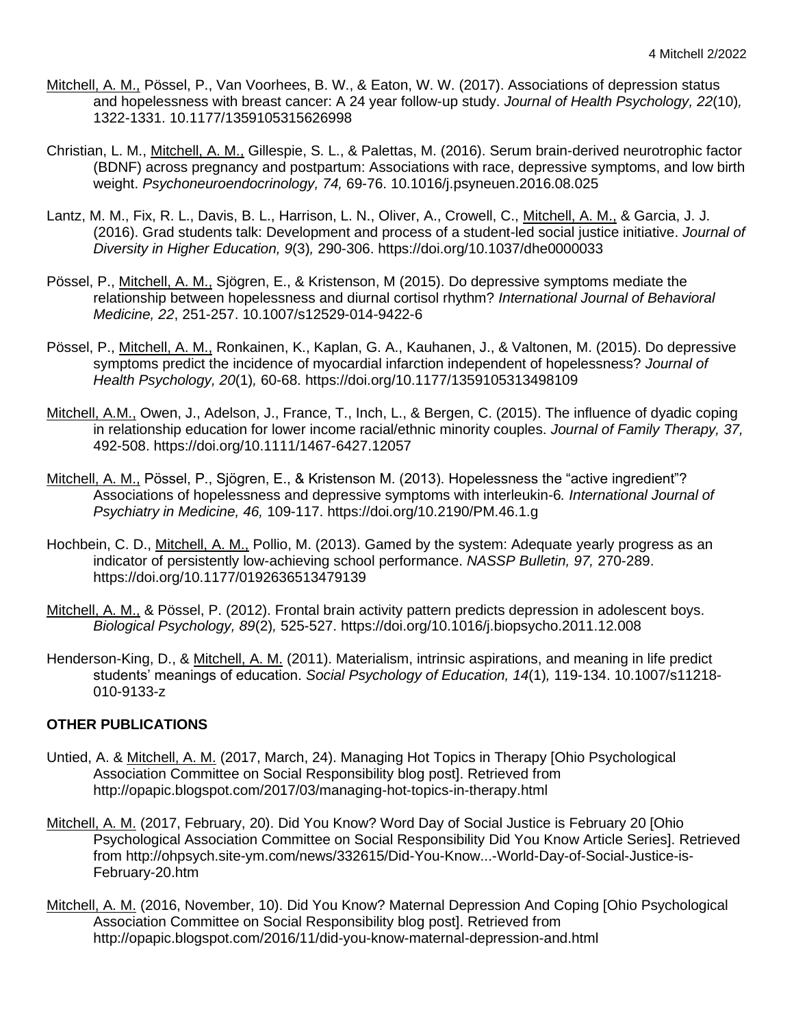<u>Mitchell, A. M.,</u> Pössel, P., Van Voorhees, B. W., & Eaton, W. W. (2017). Associations of depression status and hopelessness with breast cancer: A 24 year follow-up study. *Journal of Health Psychology, 22*(10), 1322-1331. 10.1177/1359105315626998

Christian, L. M., <u>Mitchell, A. M.,</u> Gillespie, S. L., & Palettas, M. (2016). Serum brain-derived neurotrophic factor (BDNF) across pregnancy and postpartum: Associations with race, depressive symptoms, and low birth weight. *Psychoneuroendocrinology, 74,* 69-76. 10.1016/j.psyneuen.2016.08.025

Lantz, M. M., Fix, R. L., Davis, B. L., Harrison, L. N., Oliver, A., Crowell, C., <u>Mitchell, A. M.,</u> & Garcia, J. J. (2016). Grad students talk: Development and process of a student-led social justice initiative. *Journal of Diversity in Higher Education, 9*(3), 290-306. https://doi.org/10.1037/dhe0000033

Pössel, P., <u>Mitchell, A. M.,</u> Sjögren, E., & Kristenson, M (2015). Do depressive symptoms mediate the relationship between hopelessness and diurnal cortisol rhythm? *International Journal of Behavioral Medicine, 22*, 251-257. 10.1007/s12529-014-9422-6

Pössel, P., <u>Mitchell, A. M.,</u> Ronkainen, K., Kaplan, G. A., Kauhanen, J., & Valtonen, M. (2015). Do depressive symptoms predict the incidence of myocardial infarction independent of hopelessness? *Journal of Health Psychology, 20*(1), 60-68. https://doi.org/10.1177/1359105313498109

<u>Mitchell, A.M.,</u> Owen, J., Adelson, J., France, T., Inch, L., & Bergen, C. (2015). The influence of dyadic coping in relationship education for lower income racial/ethnic minority couples. *Journal of Family Therapy, 37,* 492-508. https://doi.org/10.1111/1467-6427.12057

<u>Mitchell, A. M.,</u> Pössel, P., Sjögren, E., & Kristenson M. (2013). Hopelessness the "active ingredient"? Associations of hopelessness and depressive symptoms with interleukin-6*. International Journal of Psychiatry in Medicine, 46,* 109-117. https://doi.org/10.2190/PM.46.1.g

Hochbein, C. D., <u>Mitchell, A. M.,</u> Pollio, M. (2013). Gamed by the system: Adequate yearly progress as an indicator of persistently low-achieving school performance. *NASSP Bulletin, 97,* 270-289. https://doi.org/10.1177/0192636513479139

<u>Mitchell, A. M.,</u> & Pössel, P. (2012). Frontal brain activity pattern predicts depression in adolescent boys. *Biological Psychology, 89*(2), 525-527. https://doi.org/10.1016/j.biopsycho.2011.12.008

Henderson-King, D., & <u>Mitchell, A. M.</u> (2011). Materialism, intrinsic aspirations, and meaning in life predict students' meanings of education. *Social Psychology of Education, 14*(1), 119-134. 10.1007/s11218-010-9133-z

**OTHER PUBLICATIONS**

Untied, A. & <u>Mitchell, A. M.</u> (2017, March, 24). Managing Hot Topics in Therapy [Ohio Psychological Association Committee on Social Responsibility blog post]. Retrieved from http://opapic.blogspot.com/2017/03/managing-hot-topics-in-therapy.html

<u>Mitchell, A. M.</u> (2017, February, 20). Did You Know? Word Day of Social Justice is February 20 [Ohio Psychological Association Committee on Social Responsibility Did You Know Article Series]. Retrieved from http://ohpsych.site-ym.com/news/332615/Did-You-Know...-World-Day-of-Social-Justice-is-February-20.htm

<u>Mitchell, A. M.</u> (2016, November, 10). Did You Know? Maternal Depression And Coping [Ohio Psychological Association Committee on Social Responsibility blog post]. Retrieved from http://opapic.blogspot.com/2016/11/did-you-know-maternal-depression-and.html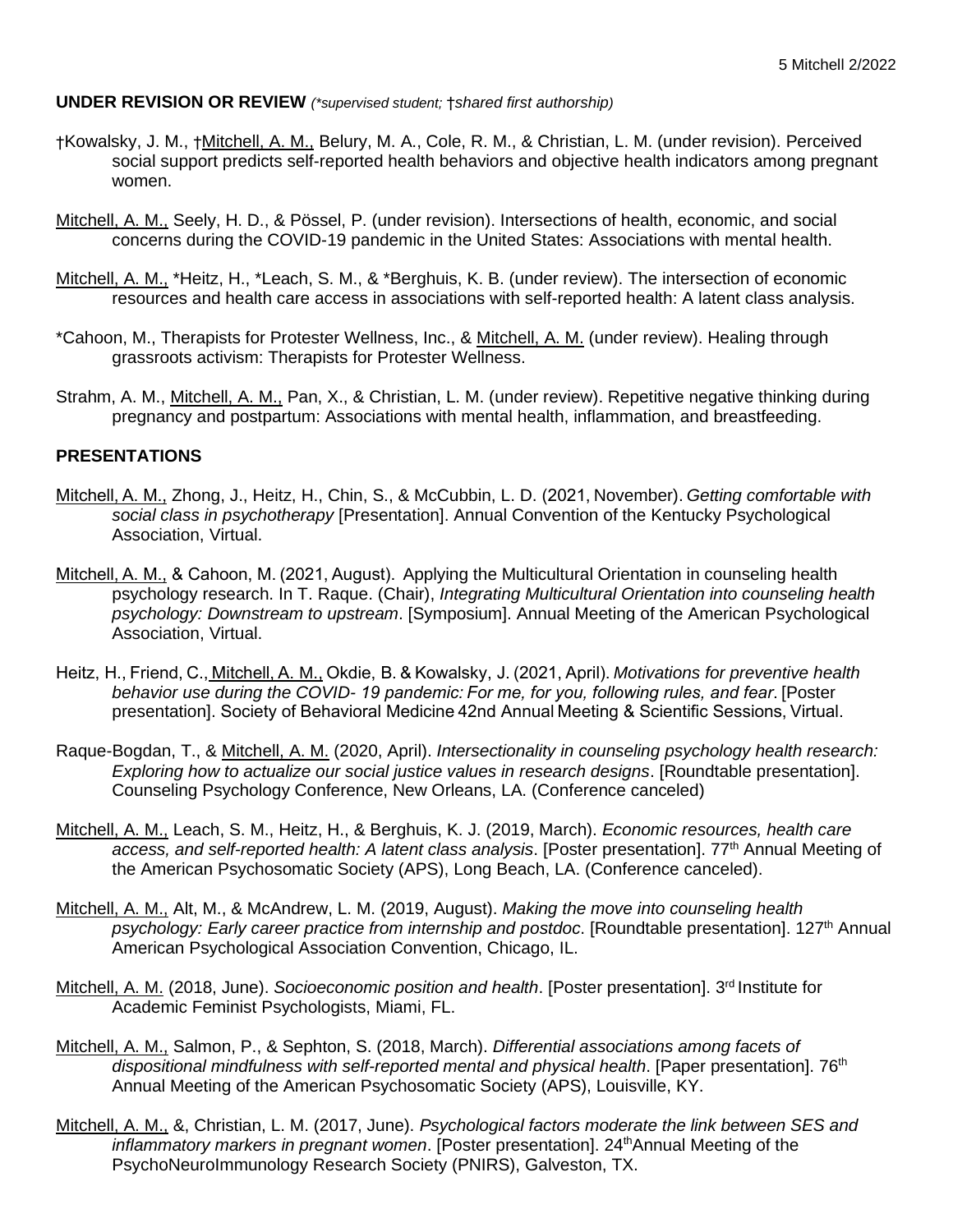## UNDER REVISION OR REVIEW *(\*supervised student; †shared first authorship)*

†Kowalsky, J. M., †Mitchell, A. M., Belury, M. A., Cole, R. M., & Christian, L. M. (under revision). Perceived social support predicts self-reported health behaviors and objective health indicators among pregnant women.

Mitchell, A. M., Seely, H. D., & Pössel, P. (under revision). Intersections of health, economic, and social concerns during the COVID-19 pandemic in the United States: Associations with mental health.

Mitchell, A. M., *Heitz, H., *Leach, S. M., & *Berghuis, K. B. (under review). The intersection of economic resources and health care access in associations with self-reported health: A latent class analysis.

*Cahoon, M., Therapists for Protester Wellness, Inc., & Mitchell, A. M. (under review). Healing through grassroots activism: Therapists for Protester Wellness.

Strahm, A. M., Mitchell, A. M., Pan, X., & Christian, L. M. (under review). Repetitive negative thinking during pregnancy and postpartum: Associations with mental health, inflammation, and breastfeeding.

## PRESENTATIONS

Mitchell, A. M., Zhong, J., Heitz, H., Chin, S., & McCubbin, L. D. (2021, November). *Getting comfortable with social class in psychotherapy* [Presentation]. Annual Convention of the Kentucky Psychological Association, Virtual.

Mitchell, A. M., & Cahoon, M. (2021, August). Applying the Multicultural Orientation in counseling health psychology research. In T. Raque. (Chair), *Integrating Multicultural Orientation into counseling health psychology: Downstream to upstream*. [Symposium]. Annual Meeting of the American Psychological Association, Virtual.

Heitz, H., Friend, C., Mitchell, A. M., Okdie, B. & Kowalsky, J. (2021, April). *Motivations for preventive health behavior use during the COVID- 19 pandemic: For me, for you, following rules, and fear*. [Poster presentation]. Society of Behavioral Medicine 42nd Annual Meeting & Scientific Sessions, Virtual.

Raque-Bogdan, T., & Mitchell, A. M. (2020, April). *Intersectionality in counseling psychology health research: Exploring how to actualize our social justice values in research designs*. [Roundtable presentation]. Counseling Psychology Conference, New Orleans, LA. (Conference canceled)

Mitchell, A. M., Leach, S. M., Heitz, H., & Berghuis, K. J. (2019, March). *Economic resources, health care access, and self-reported health: A latent class analysis*. [Poster presentation]. 77th Annual Meeting of the American Psychosomatic Society (APS), Long Beach, LA. (Conference canceled).

Mitchell, A. M., Alt, M., & McAndrew, L. M. (2019, August). *Making the move into counseling health psychology: Early career practice from internship and postdoc*. [Roundtable presentation]. 127th Annual American Psychological Association Convention, Chicago, IL.

Mitchell, A. M. (2018, June). *Socioeconomic position and health*. [Poster presentation]. 3rd Institute for Academic Feminist Psychologists, Miami, FL.

Mitchell, A. M., Salmon, P., & Sephton, S. (2018, March). *Differential associations among facets of dispositional mindfulness with self-reported mental and physical health*. [Paper presentation]. 76th Annual Meeting of the American Psychosomatic Society (APS), Louisville, KY.

Mitchell, A. M., &, Christian, L. M. (2017, June). *Psychological factors moderate the link between SES and inflammatory markers in pregnant women*. [Poster presentation]. 24thAnnual Meeting of the PsychoNeuroImmunology Research Society (PNIRS), Galveston, TX.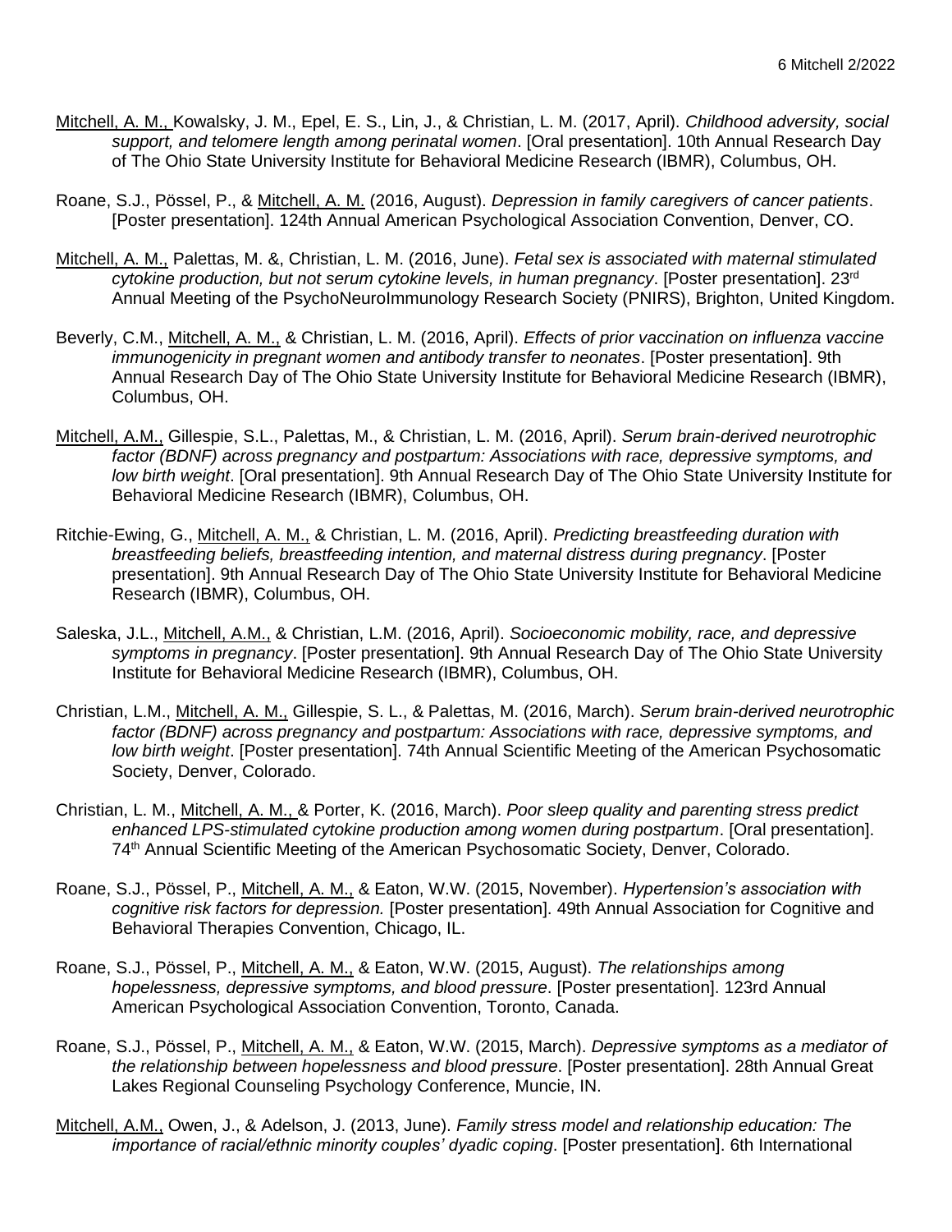<u>Mitchell, A. M.,</u> Kowalsky, J. M., Epel, E. S., Lin, J., & Christian, L. M. (2017, April). *Childhood adversity, social support, and telomere length among perinatal women*. [Oral presentation]. 10th Annual Research Day of The Ohio State University Institute for Behavioral Medicine Research (IBMR), Columbus, OH.

Roane, S.J., Pössel, P., & <u>Mitchell, A. M.</u> (2016, August). *Depression in family caregivers of cancer patients*. [Poster presentation]. 124th Annual American Psychological Association Convention, Denver, CO.

<u>Mitchell, A. M.,</u> Palettas, M. &, Christian, L. M. (2016, June). *Fetal sex is associated with maternal stimulated cytokine production, but not serum cytokine levels, in human pregnancy*. [Poster presentation]. 23rd Annual Meeting of the PsychoNeuroImmunology Research Society (PNIRS), Brighton, United Kingdom.

Beverly, C.M., <u>Mitchell, A. M.,</u> & Christian, L. M. (2016, April). *Effects of prior vaccination on influenza vaccine immunogenicity in pregnant women and antibody transfer to neonates*. [Poster presentation]. 9th Annual Research Day of The Ohio State University Institute for Behavioral Medicine Research (IBMR), Columbus, OH.

<u>Mitchell, A.M.,</u> Gillespie, S.L., Palettas, M., & Christian, L. M. (2016, April). *Serum brain-derived neurotrophic factor (BDNF) across pregnancy and postpartum: Associations with race, depressive symptoms, and low birth weight*. [Oral presentation]. 9th Annual Research Day of The Ohio State University Institute for Behavioral Medicine Research (IBMR), Columbus, OH.

Ritchie-Ewing, G., <u>Mitchell, A. M.,</u> & Christian, L. M. (2016, April). *Predicting breastfeeding duration with breastfeeding beliefs, breastfeeding intention, and maternal distress during pregnancy*. [Poster presentation]. 9th Annual Research Day of The Ohio State University Institute for Behavioral Medicine Research (IBMR), Columbus, OH.

Saleska, J.L., <u>Mitchell, A.M.,</u> & Christian, L.M. (2016, April). *Socioeconomic mobility, race, and depressive symptoms in pregnancy*. [Poster presentation]. 9th Annual Research Day of The Ohio State University Institute for Behavioral Medicine Research (IBMR), Columbus, OH.

Christian, L.M., <u>Mitchell, A. M.,</u> Gillespie, S. L., & Palettas, M. (2016, March). *Serum brain-derived neurotrophic factor (BDNF) across pregnancy and postpartum: Associations with race, depressive symptoms, and low birth weight*. [Poster presentation]. 74th Annual Scientific Meeting of the American Psychosomatic Society, Denver, Colorado.

Christian, L. M., <u>Mitchell, A. M.,</u> & Porter, K. (2016, March). *Poor sleep quality and parenting stress predict enhanced LPS-stimulated cytokine production among women during postpartum*. [Oral presentation]. 74th Annual Scientific Meeting of the American Psychosomatic Society, Denver, Colorado.

Roane, S.J., Pössel, P., <u>Mitchell, A. M.,</u> & Eaton, W.W. (2015, November). *Hypertension's association with cognitive risk factors for depression.* [Poster presentation]. 49th Annual Association for Cognitive and Behavioral Therapies Convention, Chicago, IL.

Roane, S.J., Pössel, P., <u>Mitchell, A. M.,</u> & Eaton, W.W. (2015, August). *The relationships among hopelessness, depressive symptoms, and blood pressure*. [Poster presentation]. 123rd Annual American Psychological Association Convention, Toronto, Canada.

Roane, S.J., Pössel, P., <u>Mitchell, A. M.,</u> & Eaton, W.W. (2015, March). *Depressive symptoms as a mediator of the relationship between hopelessness and blood pressure*. [Poster presentation]. 28th Annual Great Lakes Regional Counseling Psychology Conference, Muncie, IN.

<u>Mitchell, A.M.,</u> Owen, J., & Adelson, J. (2013, June). *Family stress model and relationship education: The importance of racial/ethnic minority couples' dyadic coping*. [Poster presentation]. 6th International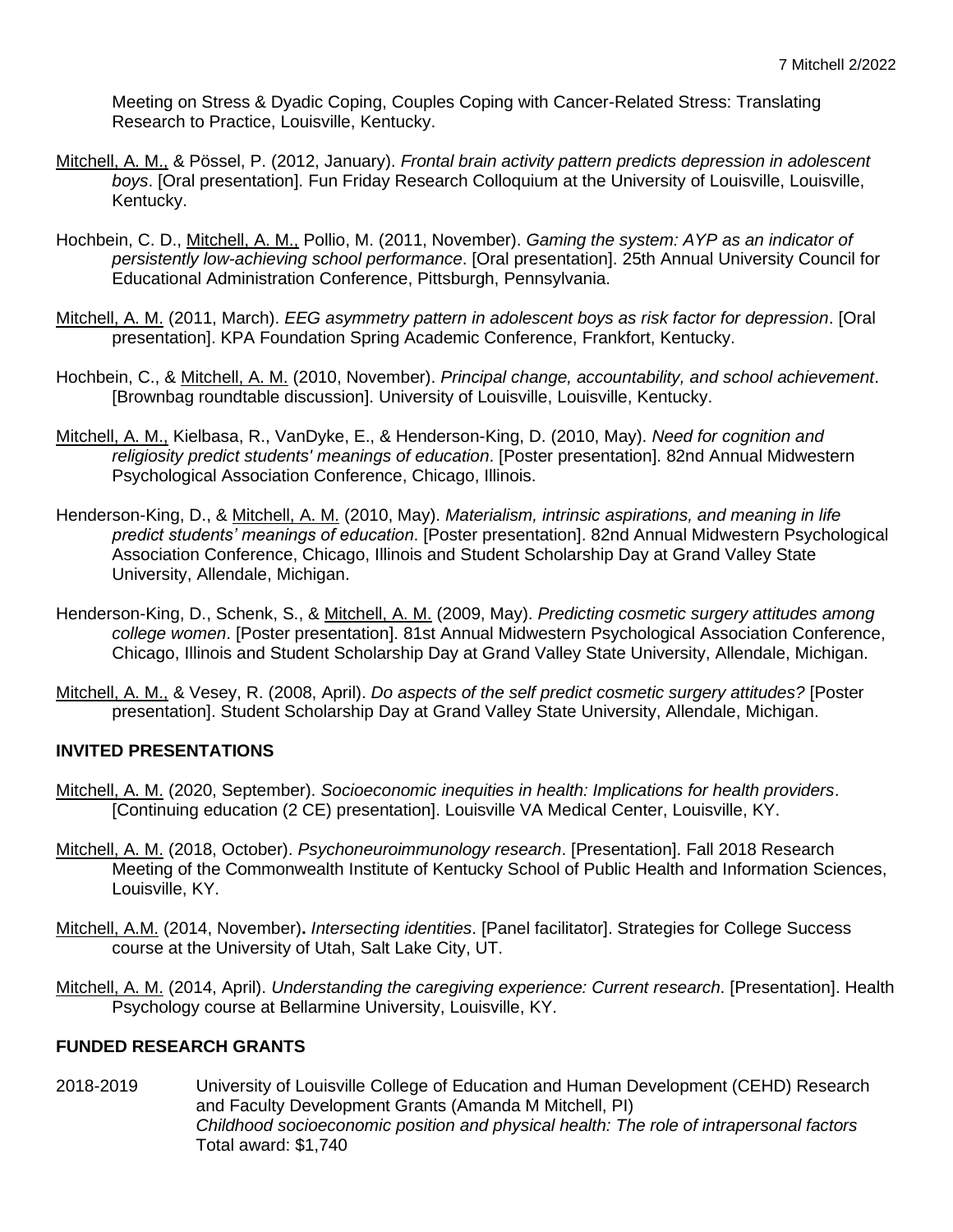Meeting on Stress & Dyadic Coping, Couples Coping with Cancer-Related Stress: Translating Research to Practice, Louisville, Kentucky.

<u>Mitchell, A. M.,</u> & Pössel, P. (2012, January). *Frontal brain activity pattern predicts depression in adolescent boys*. [Oral presentation]. Fun Friday Research Colloquium at the University of Louisville, Louisville, Kentucky.

Hochbein, C. D., <u>Mitchell, A. M.,</u> Pollio, M. (2011, November). *Gaming the system: AYP as an indicator of persistently low-achieving school performance*. [Oral presentation]. 25th Annual University Council for Educational Administration Conference, Pittsburgh, Pennsylvania.

<u>Mitchell, A. M.</u> (2011, March). *EEG asymmetry pattern in adolescent boys as risk factor for depression*. [Oral presentation]. KPA Foundation Spring Academic Conference, Frankfort, Kentucky.

Hochbein, C., & <u>Mitchell, A. M.</u> (2010, November). *Principal change, accountability, and school achievement*. [Brownbag roundtable discussion]. University of Louisville, Louisville, Kentucky.

<u>Mitchell, A. M.,</u> Kielbasa, R., VanDyke, E., & Henderson-King, D. (2010, May). *Need for cognition and religiosity predict students' meanings of education*. [Poster presentation]. 82nd Annual Midwestern Psychological Association Conference, Chicago, Illinois.

Henderson-King, D., & <u>Mitchell, A. M.</u> (2010, May). *Materialism, intrinsic aspirations, and meaning in life predict students' meanings of education*. [Poster presentation]. 82nd Annual Midwestern Psychological Association Conference, Chicago, Illinois and Student Scholarship Day at Grand Valley State University, Allendale, Michigan.

Henderson-King, D., Schenk, S., & <u>Mitchell, A. M.</u> (2009, May). *Predicting cosmetic surgery attitudes among college women*. [Poster presentation]. 81st Annual Midwestern Psychological Association Conference, Chicago, Illinois and Student Scholarship Day at Grand Valley State University, Allendale, Michigan.

<u>Mitchell, A. M.,</u> & Vesey, R. (2008, April). *Do aspects of the self predict cosmetic surgery attitudes?* [Poster presentation]. Student Scholarship Day at Grand Valley State University, Allendale, Michigan.

**INVITED PRESENTATIONS**

<u>Mitchell, A. M.</u> (2020, September). *Socioeconomic inequities in health: Implications for health providers*. [Continuing education (2 CE) presentation]. Louisville VA Medical Center, Louisville, KY.

<u>Mitchell, A. M.</u> (2018, October). *Psychoneuroimmunology research*. [Presentation]. Fall 2018 Research Meeting of the Commonwealth Institute of Kentucky School of Public Health and Information Sciences, Louisville, KY.

<u>Mitchell, A.M.</u> (2014, November)**.** *Intersecting identities*. [Panel facilitator]. Strategies for College Success course at the University of Utah, Salt Lake City, UT.

<u>Mitchell, A. M.</u> (2014, April). *Understanding the caregiving experience: Current research*. [Presentation]. Health Psychology course at Bellarmine University, Louisville, KY.

**FUNDED RESEARCH GRANTS**

2018-2019 University of Louisville College of Education and Human Development (CEHD) Research and Faculty Development Grants (Amanda M Mitchell, PI)
*Childhood socioeconomic position and physical health: The role of intrapersonal factors*
Total award: $1,740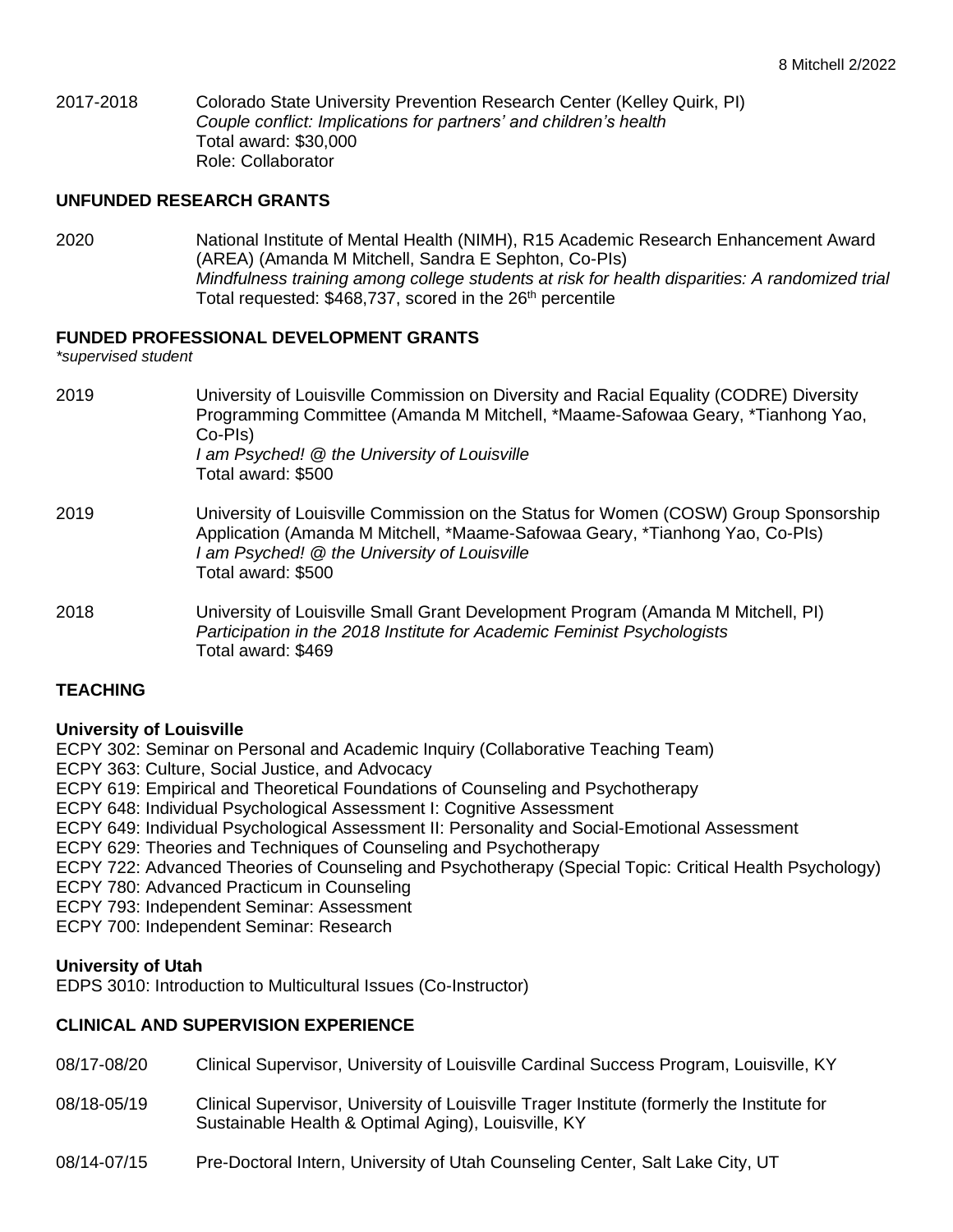2017-2018 Colorado State University Prevention Research Center (Kelley Quirk, PI)
*Couple conflict: Implications for partners' and children's health*
Total award: $30,000
Role: Collaborator

## UNFUNDED RESEARCH GRANTS

2020 National Institute of Mental Health (NIMH), R15 Academic Research Enhancement Award (AREA) (Amanda M Mitchell, Sandra E Sephton, Co-PIs)
*Mindfulness training among college students at risk for health disparities: A randomized trial*
Total requested: $468,737, scored in the 26th percentile

## FUNDED PROFESSIONAL DEVELOPMENT GRANTS

*\*supervised student*

2019 University of Louisville Commission on Diversity and Racial Equality (CODRE) Diversity Programming Committee (Amanda M Mitchell, *Maame-Safowaa Geary, *Tianhong Yao, Co-PIs)
*I am Psyched! @ the University of Louisville*
Total award: $500

2019 University of Louisville Commission on the Status for Women (COSW) Group Sponsorship Application (Amanda M Mitchell, *Maame-Safowaa Geary, *Tianhong Yao, Co-PIs)
*I am Psyched! @ the University of Louisville*
Total award: $500

2018 University of Louisville Small Grant Development Program (Amanda M Mitchell, PI)
*Participation in the 2018 Institute for Academic Feminist Psychologists*
Total award: $469

## TEACHING

**University of Louisville**

ECPY 302: Seminar on Personal and Academic Inquiry (Collaborative Teaching Team)
ECPY 363: Culture, Social Justice, and Advocacy
ECPY 619: Empirical and Theoretical Foundations of Counseling and Psychotherapy
ECPY 648: Individual Psychological Assessment I: Cognitive Assessment
ECPY 649: Individual Psychological Assessment II: Personality and Social-Emotional Assessment
ECPY 629: Theories and Techniques of Counseling and Psychotherapy
ECPY 722: Advanced Theories of Counseling and Psychotherapy (Special Topic: Critical Health Psychology)
ECPY 780: Advanced Practicum in Counseling
ECPY 793: Independent Seminar: Assessment
ECPY 700: Independent Seminar: Research

**University of Utah**

EDPS 3010: Introduction to Multicultural Issues (Co-Instructor)

## CLINICAL AND SUPERVISION EXPERIENCE

08/17-08/20 Clinical Supervisor, University of Louisville Cardinal Success Program, Louisville, KY

08/18-05/19 Clinical Supervisor, University of Louisville Trager Institute (formerly the Institute for Sustainable Health & Optimal Aging), Louisville, KY

08/14-07/15 Pre-Doctoral Intern, University of Utah Counseling Center, Salt Lake City, UT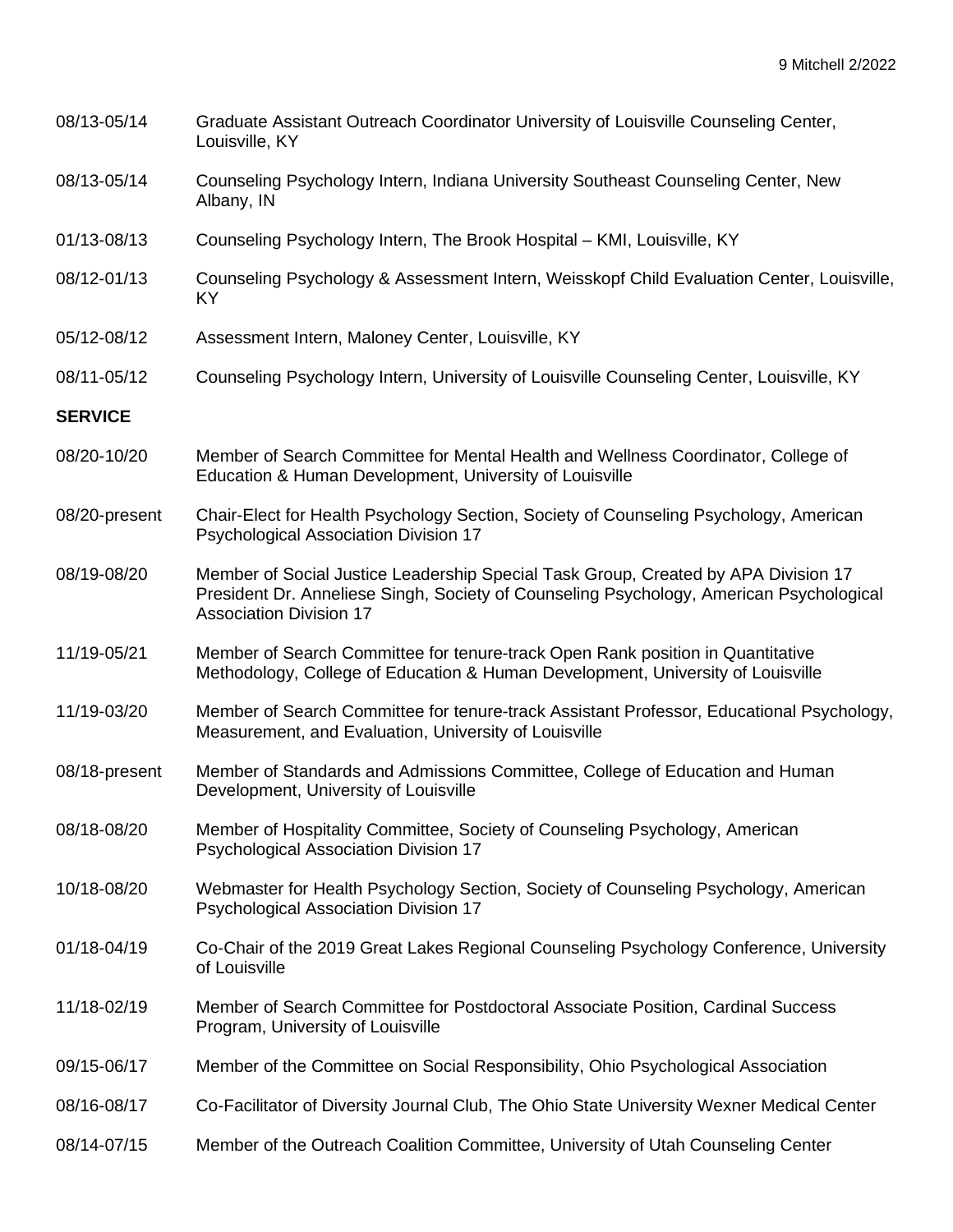08/13-05/14 Graduate Assistant Outreach Coordinator University of Louisville Counseling Center, Louisville, KY

08/13-05/14 Counseling Psychology Intern, Indiana University Southeast Counseling Center, New Albany, IN

01/13-08/13 Counseling Psychology Intern, The Brook Hospital – KMI, Louisville, KY

08/12-01/13 Counseling Psychology & Assessment Intern, Weisskopf Child Evaluation Center, Louisville, KY

05/12-08/12 Assessment Intern, Maloney Center, Louisville, KY

08/11-05/12 Counseling Psychology Intern, University of Louisville Counseling Center, Louisville, KY

**SERVICE**

08/20-10/20 Member of Search Committee for Mental Health and Wellness Coordinator, College of Education & Human Development, University of Louisville

08/20-present Chair-Elect for Health Psychology Section, Society of Counseling Psychology, American Psychological Association Division 17

08/19-08/20 Member of Social Justice Leadership Special Task Group, Created by APA Division 17 President Dr. Anneliese Singh, Society of Counseling Psychology, American Psychological Association Division 17

11/19-05/21 Member of Search Committee for tenure-track Open Rank position in Quantitative Methodology, College of Education & Human Development, University of Louisville

11/19-03/20 Member of Search Committee for tenure-track Assistant Professor, Educational Psychology, Measurement, and Evaluation, University of Louisville

08/18-present Member of Standards and Admissions Committee, College of Education and Human Development, University of Louisville

08/18-08/20 Member of Hospitality Committee, Society of Counseling Psychology, American Psychological Association Division 17

10/18-08/20 Webmaster for Health Psychology Section, Society of Counseling Psychology, American Psychological Association Division 17

01/18-04/19 Co-Chair of the 2019 Great Lakes Regional Counseling Psychology Conference, University of Louisville

11/18-02/19 Member of Search Committee for Postdoctoral Associate Position, Cardinal Success Program, University of Louisville

09/15-06/17 Member of the Committee on Social Responsibility, Ohio Psychological Association

08/16-08/17 Co-Facilitator of Diversity Journal Club, The Ohio State University Wexner Medical Center

08/14-07/15 Member of the Outreach Coalition Committee, University of Utah Counseling Center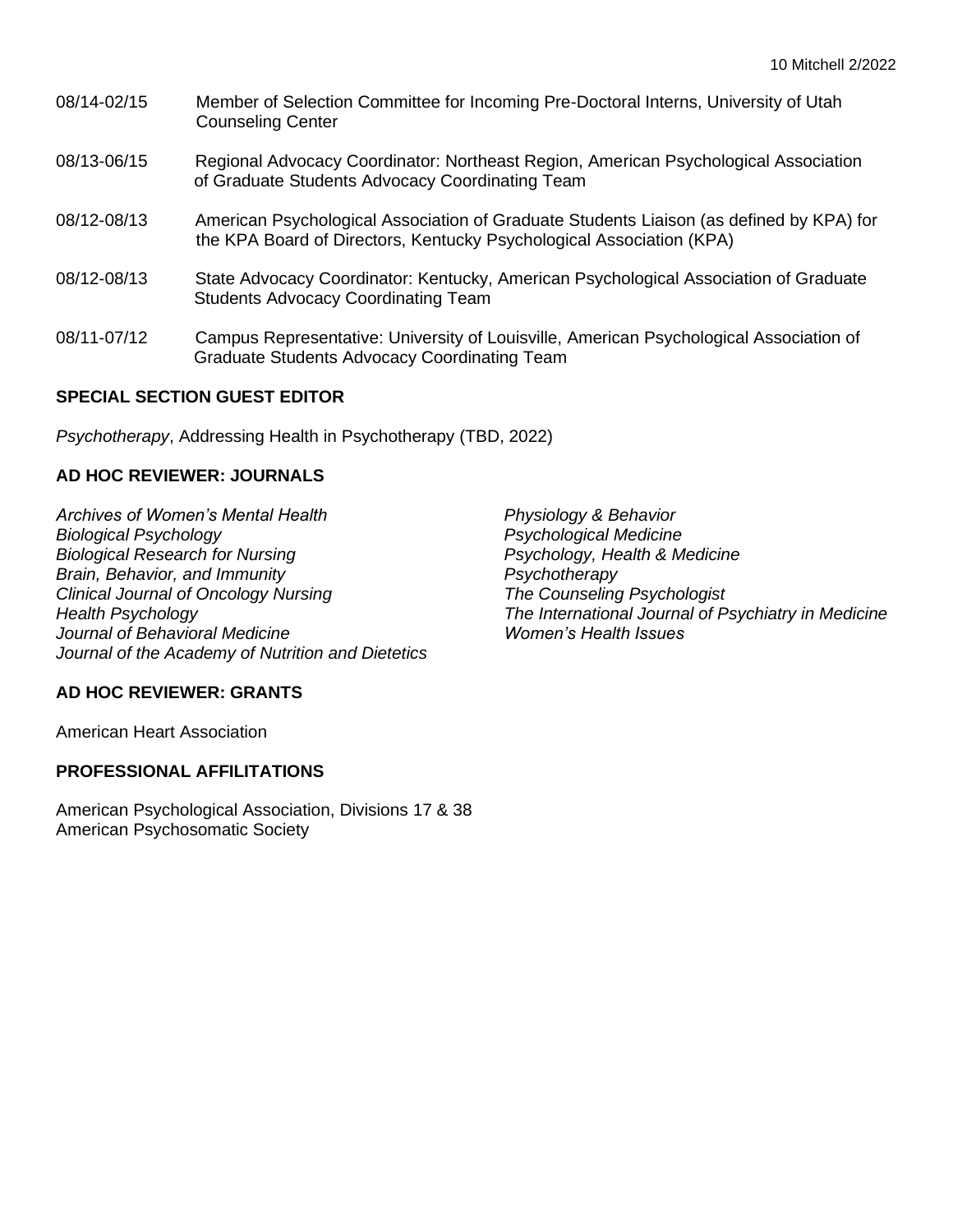08/14-02/15 Member of Selection Committee for Incoming Pre-Doctoral Interns, University of Utah Counseling Center

08/13-06/15 Regional Advocacy Coordinator: Northeast Region, American Psychological Association of Graduate Students Advocacy Coordinating Team

08/12-08/13 American Psychological Association of Graduate Students Liaison (as defined by KPA) for the KPA Board of Directors, Kentucky Psychological Association (KPA)

08/12-08/13 State Advocacy Coordinator: Kentucky, American Psychological Association of Graduate Students Advocacy Coordinating Team

08/11-07/12 Campus Representative: University of Louisville, American Psychological Association of Graduate Students Advocacy Coordinating Team

**SPECIAL SECTION GUEST EDITOR**

*Psychotherapy*, Addressing Health in Psychotherapy (TBD, 2022)

**AD HOC REVIEWER: JOURNALS**

*Archives of Women's Mental Health*
*Biological Psychology*
*Biological Research for Nursing*
*Brain, Behavior, and Immunity*
*Clinical Journal of Oncology Nursing*
*Health Psychology*
*Journal of Behavioral Medicine*
*Journal of the Academy of Nutrition and Dietetics*
*Physiology & Behavior*
*Psychological Medicine*
*Psychology, Health & Medicine*
*Psychotherapy*
*The Counseling Psychologist*
*The International Journal of Psychiatry in Medicine*
*Women's Health Issues*

**AD HOC REVIEWER: GRANTS**

American Heart Association

**PROFESSIONAL AFFILITATIONS**

American Psychological Association, Divisions 17 & 38
American Psychosomatic Society